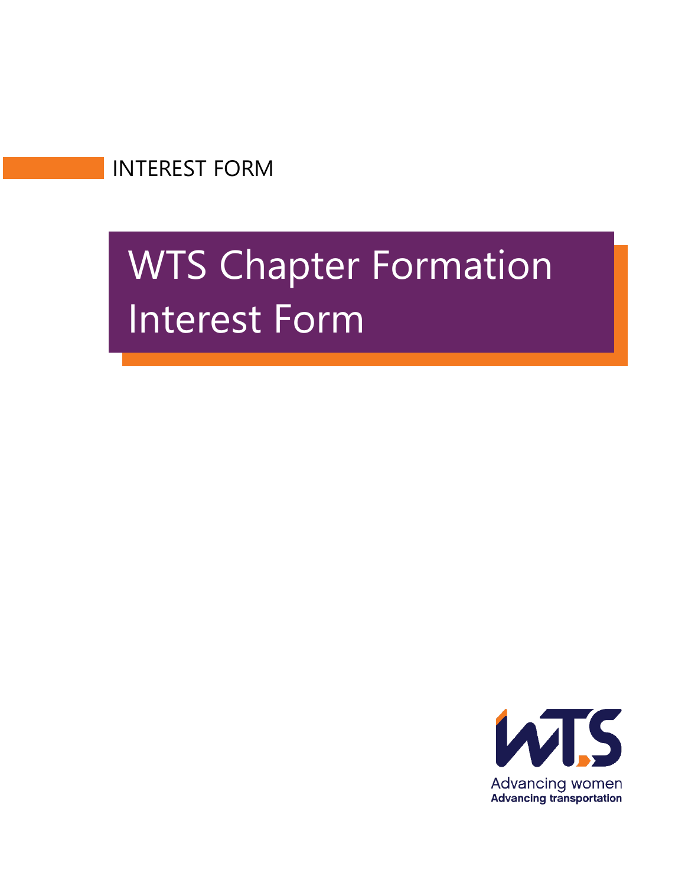INTEREST FORM

# WTS Chapter Formation Interest Form

Advancing women
**Advancing transportation**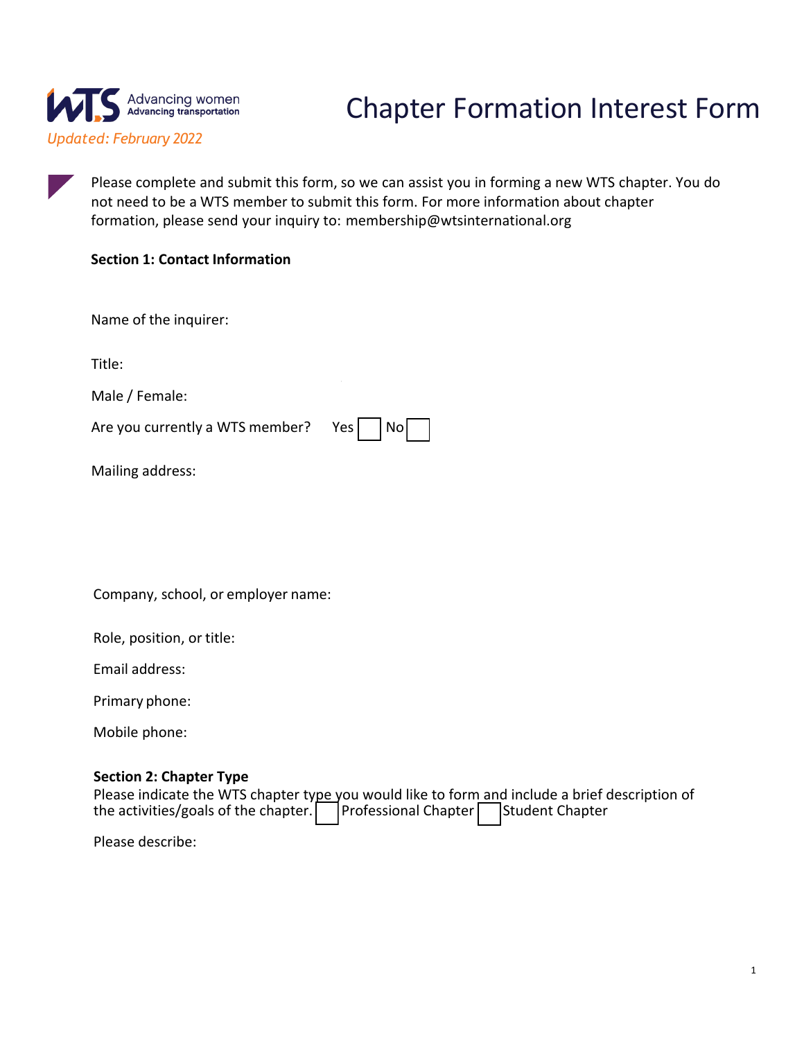# Chapter Formation Interest Form

*Updated: February 2022*

Please complete and submit this form, so we can assist you in forming a new WTS chapter. You do not need to be a WTS member to submit this form. For more information about chapter formation, please send your inquiry to: membership@wtsinternational.org

**Section 1: Contact Information**

Name of the inquirer:

Title:

Male / Female:

Are you currently a WTS member? Yes ☐ No ☐

Mailing address:

Company, school, or employer name:

Role, position, or title:

Email address:

Primary phone:

Mobile phone:

**Section 2: Chapter Type**

Please indicate the WTS chapter type you would like to form and include a brief description of the activities/goals of the chapter. ☐ Professional Chapter ☐ Student Chapter

Please describe: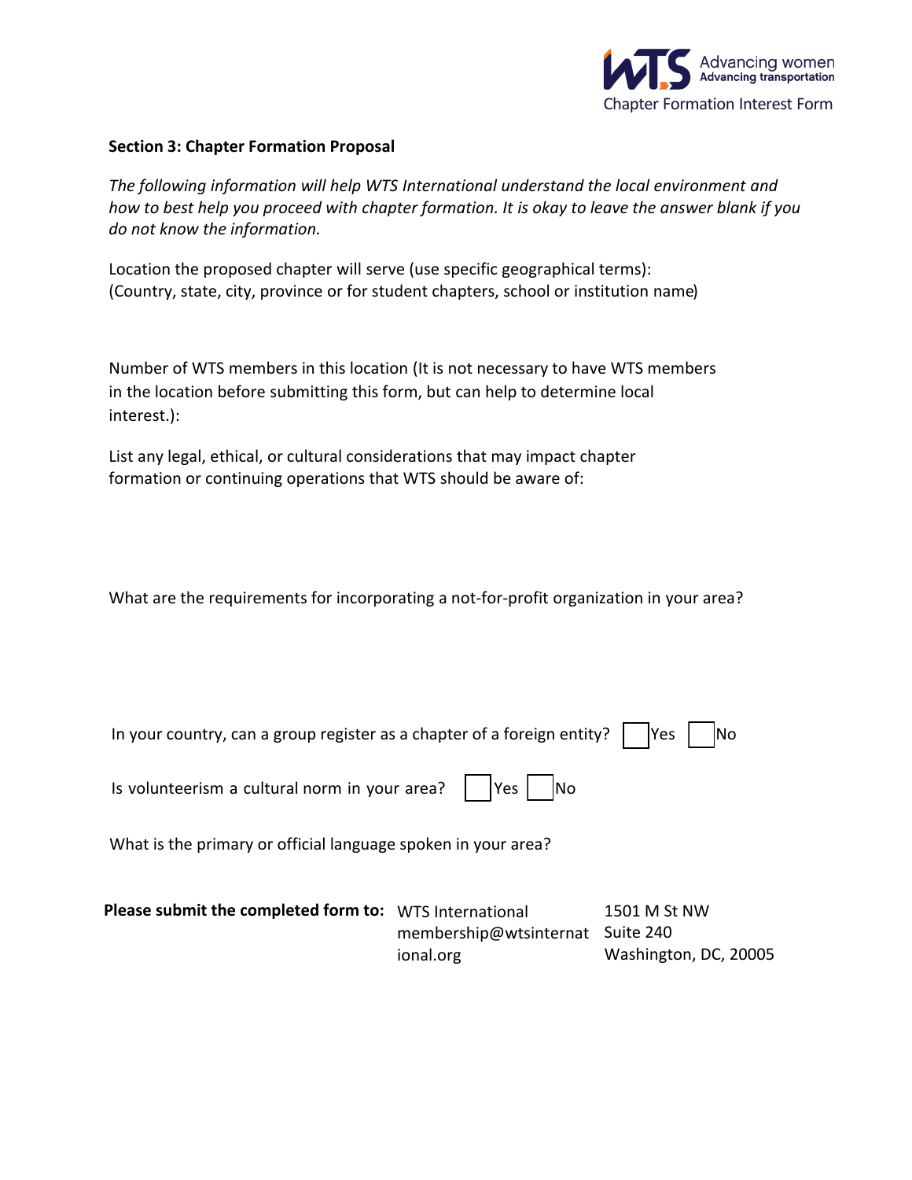Chapter Formation Interest Form

**Section 3: Chapter Formation Proposal**

*The following information will help WTS International understand the local environment and how to best help you proceed with chapter formation. It is okay to leave the answer blank if you do not know the information.*

Location the proposed chapter will serve (use specific geographical terms):
(Country, state, city, province or for student chapters, school or institution name)

Number of WTS members in this location (It is not necessary to have WTS members in the location before submitting this form, but can help to determine local interest.):

List any legal, ethical, or cultural considerations that may impact chapter formation or continuing operations that WTS should be aware of:

What are the requirements for incorporating a not-for-profit organization in your area?

In your country, can a group register as a chapter of a foreign entity? ☐ Yes ☐ No

Is volunteerism a cultural norm in your area? ☐ Yes ☐ No

What is the primary or official language spoken in your area?

**Please submit the completed form to:** WTS International
membership@wtsinternational.org
1501 M St NW
Suite 240
Washington, DC, 20005